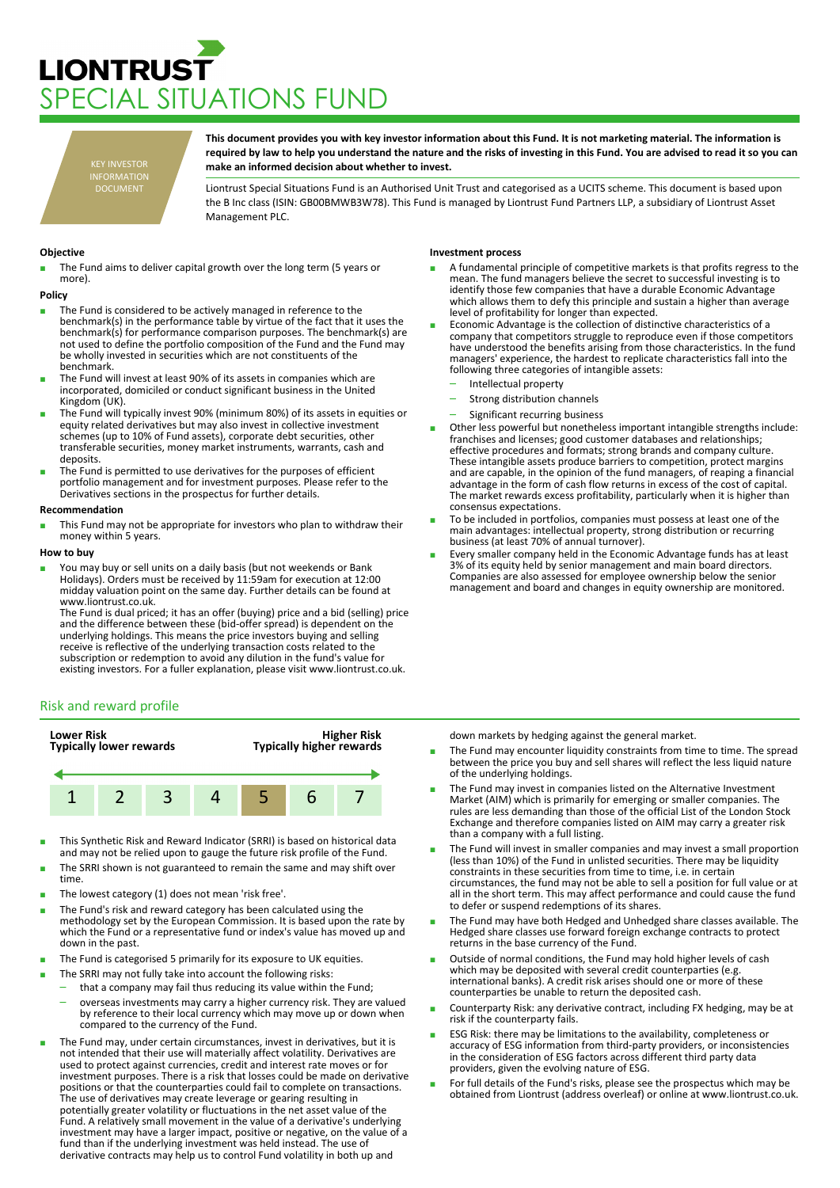# LIONTRUST

# SPECIAL SITUATIONS FUND

KEY INVESTOR INFORMATION DOCUMENT

**This document provides you with key investor information about this Fund. It is not marketing material. The information is required by law to help you understand the nature and the risks of investing in this Fund. You are advised to read it so you can make an informed decision about whether to invest.**

Liontrust Special Situations Fund is an Authorised Unit Trust and categorised as a UCITS scheme. This document is based upon the B Inc class (ISIN: GB00BMWB3W78). This Fund is managed by Liontrust Fund Partners LLP, a subsidiary of Liontrust Asset Management PLC.

### Objective

- The Fund aims to deliver capital growth over the long term (5 years or more).

### Policy

- The Fund is considered to be actively managed in reference to the benchmark(s) in the performance table by virtue of the fact that it uses the benchmark(s) for performance comparison purposes. The benchmark(s) are not used to define the portfolio composition of the Fund and the Fund may be wholly invested in securities which are not constituents of the benchmark.
- The Fund will invest at least 90% of its assets in companies which are incorporated, domiciled or conduct significant business in the United Kingdom (UK).
- The Fund will typically invest 90% (minimum 80%) of its assets in equities or equity related derivatives but may also invest in collective investment schemes (up to 10% of Fund assets), corporate debt securities, other transferable securities, money market instruments, warrants, cash and deposits.
- The Fund is permitted to use derivatives for the purposes of efficient portfolio management and for investment purposes. Please refer to the Derivatives sections in the prospectus for further details.

### Recommendation

- This Fund may not be appropriate for investors who plan to withdraw their money within 5 years.

### How to buy

- You may buy or sell units on a daily basis (but not weekends or Bank Holidays). Orders must be received by 11:59am for execution at 12:00 midday valuation point on the same day. Further details can be found at www.liontrust.co.uk.
  The Fund is dual priced; it has an offer (buying) price and a bid (selling) price and the difference between these (bid-offer spread) is dependent on the underlying holdings. This means the price investors buying and selling receive is reflective of the underlying transaction costs related to the subscription or redemption to avoid any dilution in the fund's value for existing investors. For a fuller explanation, please visit www.liontrust.co.uk.

### Investment process

- A fundamental principle of competitive markets is that profits regress to the mean. The fund managers believe the secret to successful investing is to identify those few companies that have a durable Economic Advantage which allows them to defy this principle and sustain a higher than average level of profitability for longer than expected.
- Economic Advantage is the collection of distinctive characteristics of a company that competitors struggle to reproduce even if those competitors have understood the benefits arising from those characteristics. In the fund managers' experience, the hardest to replicate characteristics fall into the following three categories of intangible assets:
  - Intellectual property
  - Strong distribution channels
  - Significant recurring business
- Other less powerful but nonetheless important intangible strengths include: franchises and licenses; good customer databases and relationships; effective procedures and formats; strong brands and company culture. These intangible assets produce barriers to competition, protect margins and are capable, in the opinion of the fund managers, of reaping a financial advantage in the form of cash flow returns in excess of the cost of capital. The market rewards excess profitability, particularly when it is higher than consensus expectations.
- To be included in portfolios, companies must possess at least one of the main advantages: intellectual property, strong distribution or recurring business (at least 70% of annual turnover).
- Every smaller company held in the Economic Advantage funds has at least 3% of its equity held by senior management and main board directors. Companies are also assessed for employee ownership below the senior management and board and changes in equity ownership are monitored.

## Risk and reward profile

**Lower Risk — Typically lower rewards** | **Higher Risk — Typically higher rewards**

| 1 | 2 | 3 | 4 | 5 | 6 | 7 |
|---|---|---|---|---|---|---|

(Category 5 highlighted)

- This Synthetic Risk and Reward Indicator (SRRI) is based on historical data and may not be relied upon to gauge the future risk profile of the Fund.
- The SRRI shown is not guaranteed to remain the same and may shift over time.
- The lowest category (1) does not mean 'risk free'.
- The Fund's risk and reward category has been calculated using the methodology set by the European Commission. It is based upon the rate by which the Fund or a representative fund or index's value has moved up and down in the past.
- The Fund is categorised 5 primarily for its exposure to UK equities.
- The SRRI may not fully take into account the following risks:
  - that a company may fail thus reducing its value within the Fund;
  - overseas investments may carry a higher currency risk. They are valued by reference to their local currency which may move up or down when compared to the currency of the Fund.
- The Fund may, under certain circumstances, invest in derivatives, but it is not intended that their use will materially affect volatility. Derivatives are used to protect against currencies, credit and interest rate moves or for investment purposes. There is a risk that losses could be made on derivative positions or that the counterparties could fail to complete on transactions. The use of derivatives may create leverage or gearing resulting in potentially greater volatility or fluctuations in the net asset value of the Fund. A relatively small movement in the value of a derivative's underlying investment may have a larger impact, positive or negative, on the value of a fund than if the underlying investment was held instead. The use of derivative contracts may help us to control Fund volatility in both up and down markets by hedging against the general market.
- The Fund may encounter liquidity constraints from time to time. The spread between the price you buy and sell shares will reflect the less liquid nature of the underlying holdings.
- The Fund may invest in companies listed on the Alternative Investment Market (AIM) which is primarily for emerging or smaller companies. The rules are less demanding than those of the official List of the London Stock Exchange and therefore companies listed on AIM may carry a greater risk than a company with a full listing.
- The Fund will invest in smaller companies and may invest a small proportion (less than 10%) of the Fund in unlisted securities. There may be liquidity constraints in these securities from time to time, i.e. in certain circumstances, the fund may not be able to sell a position for full value or at all in the short term. This may affect performance and could cause the fund to defer or suspend redemptions of its shares.
- The Fund may have both Hedged and Unhedged share classes available. The Hedged share classes use forward foreign exchange contracts to protect returns in the base currency of the Fund.
- Outside of normal conditions, the Fund may hold higher levels of cash which may be deposited with several credit counterparties (e.g. international banks). A credit risk arises should one or more of these counterparties be unable to return the deposited cash.
- Counterparty Risk: any derivative contract, including FX hedging, may be at risk if the counterparty fails.
- ESG Risk: there may be limitations to the availability, completeness or accuracy of ESG information from third-party providers, or inconsistencies in the consideration of ESG factors across different third party data providers, given the evolving nature of ESG.
- For full details of the Fund's risks, please see the prospectus which may be obtained from Liontrust (address overleaf) or online at www.liontrust.co.uk.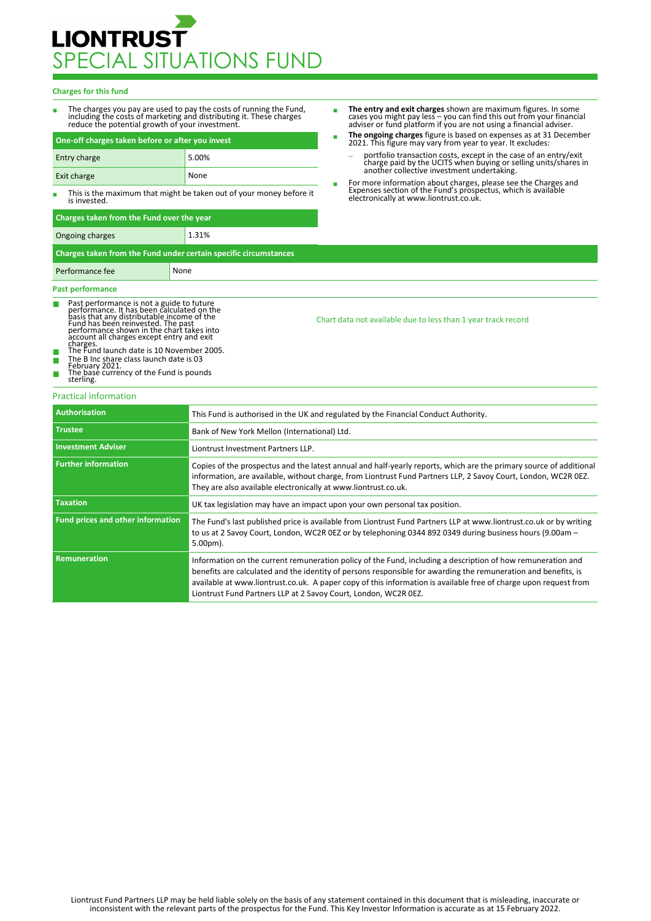# LIONTRUST
# SPECIAL SITUATIONS FUND

## Charges for this fund

- The charges you pay are used to pay the costs of running the Fund, including the costs of marketing and distributing it. These charges reduce the potential growth of your investment.

| One-off charges taken before or after you invest | |
|---|---|
| Entry charge | 5.00% |
| Exit charge | None |

- This is the maximum that might be taken out of your money before it is invested.

| Charges taken from the Fund over the year | |
|---|---|
| Ongoing charges | 1.31% |

| Charges taken from the Fund under certain specific circumstances | |
|---|---|
| Performance fee | None |

- **The entry and exit charges** shown are maximum figures. In some cases you might pay less – you can find this out from your financial adviser or fund platform if you are not using a financial adviser.
- **The ongoing charges** figure is based on expenses as at 31 December 2021. This figure may vary from year to year. It excludes:
  - portfolio transaction costs, except in the case of an entry/exit charge paid by the UCITS when buying or selling units/shares in another collective investment undertaking.
- For more information about charges, please see the Charges and Expenses section of the Fund's prospectus, which is available electronically at www.liontrust.co.uk.

## Past performance

- Past performance is not a guide to future performance. It has been calculated on the basis that any distributable income of the Fund has been reinvested. The past performance shown in the chart takes into account all charges except entry and exit charges.
- The Fund launch date is 10 November 2005.
- The B Inc share class launch date is 03 February 2021.
- The base currency of the Fund is pounds sterling.

Chart data not available due to less than 1 year track record

## Practical information

| | |
|---|---|
| **Authorisation** | This Fund is authorised in the UK and regulated by the Financial Conduct Authority. |
| **Trustee** | Bank of New York Mellon (International) Ltd. |
| **Investment Adviser** | Liontrust Investment Partners LLP. |
| **Further information** | Copies of the prospectus and the latest annual and half-yearly reports, which are the primary source of additional information, are available, without charge, from Liontrust Fund Partners LLP, 2 Savoy Court, London, WC2R 0EZ. They are also available electronically at www.liontrust.co.uk. |
| **Taxation** | UK tax legislation may have an impact upon your own personal tax position. |
| **Fund prices and other information** | The Fund's last published price is available from Liontrust Fund Partners LLP at www.liontrust.co.uk or by writing to us at 2 Savoy Court, London, WC2R 0EZ or by telephoning 0344 892 0349 during business hours (9.00am – 5.00pm). |
| **Remuneration** | Information on the current remuneration policy of the Fund, including a description of how remuneration and benefits are calculated and the identity of persons responsible for awarding the remuneration and benefits, is available at www.liontrust.co.uk. A paper copy of this information is available free of charge upon request from Liontrust Fund Partners LLP at 2 Savoy Court, London, WC2R 0EZ. |

Liontrust Fund Partners LLP may be held liable solely on the basis of any statement contained in this document that is misleading, inaccurate or inconsistent with the relevant parts of the prospectus for the Fund. This Key Investor Information is accurate as at 15 February 2022.